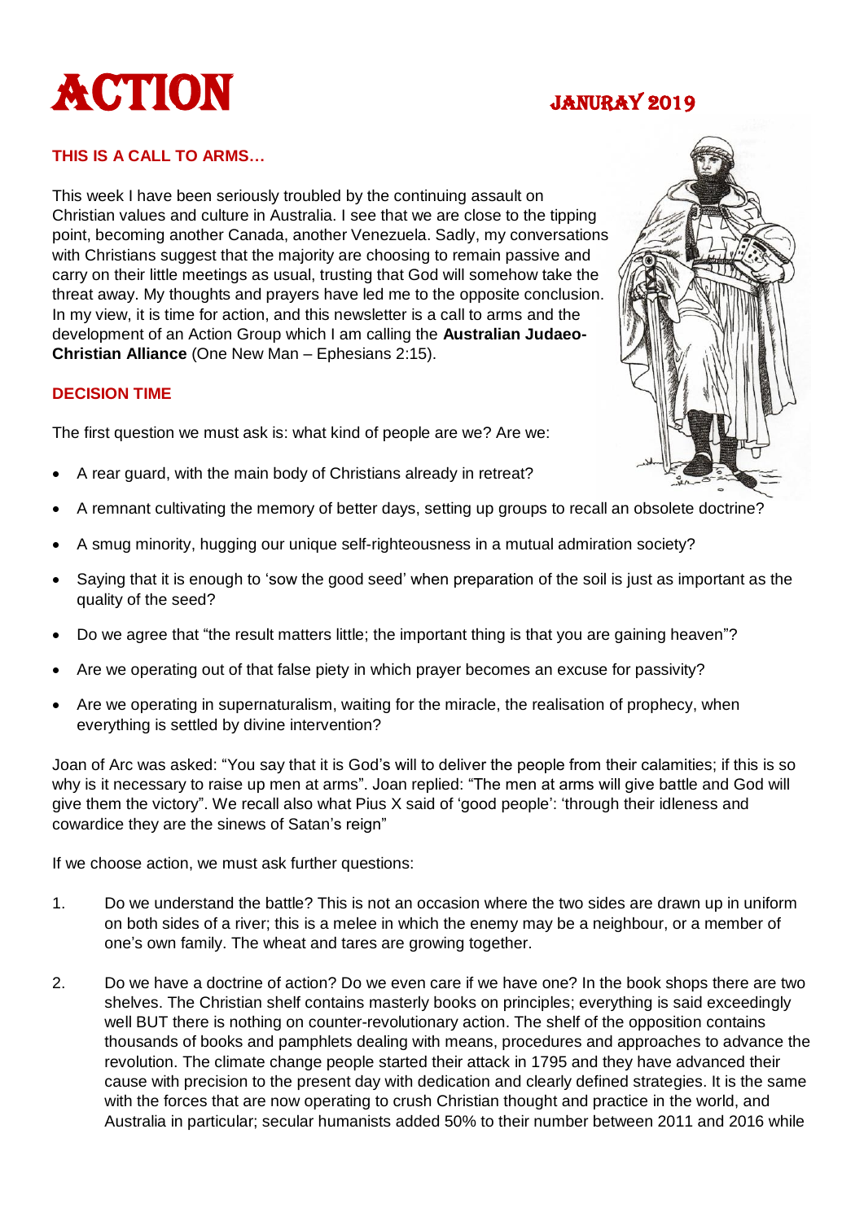# ACTION

## JANURAY 2019

### THIS IS A CALL TO ARMS…

This week I have been seriously troubled by the continuing assault on Christian values and culture in Australia. I see that we are close to the tipping point, becoming another Canada, another Venezuela. Sadly, my conversations with Christians suggest that the majority are choosing to remain passive and carry on their little meetings as usual, trusting that God will somehow take the threat away. My thoughts and prayers have led me to the opposite conclusion. In my view, it is time for action, and this newsletter is a call to arms and the development of an Action Group which I am calling the **Australian Judaeo-Christian Alliance** (One New Man – Ephesians 2:15).

### DECISION TIME

The first question we must ask is: what kind of people are we? Are we:

- A rear guard, with the main body of Christians already in retreat?
- A remnant cultivating the memory of better days, setting up groups to recall an obsolete doctrine?
- A smug minority, hugging our unique self-righteousness in a mutual admiration society?
- Saying that it is enough to 'sow the good seed' when preparation of the soil is just as important as the quality of the seed?
- Do we agree that "the result matters little; the important thing is that you are gaining heaven"?
- Are we operating out of that false piety in which prayer becomes an excuse for passivity?
- Are we operating in supernaturalism, waiting for the miracle, the realisation of prophecy, when everything is settled by divine intervention?

Joan of Arc was asked: "You say that it is God's will to deliver the people from their calamities; if this is so why is it necessary to raise up men at arms". Joan replied: "The men at arms will give battle and God will give them the victory". We recall also what Pius X said of 'good people': 'through their idleness and cowardice they are the sinews of Satan's reign"

If we choose action, we must ask further questions:

1. Do we understand the battle? This is not an occasion where the two sides are drawn up in uniform on both sides of a river; this is a melee in which the enemy may be a neighbour, or a member of one's own family. The wheat and tares are growing together.

2. Do we have a doctrine of action? Do we even care if we have one? In the book shops there are two shelves. The Christian shelf contains masterly books on principles; everything is said exceedingly well BUT there is nothing on counter-revolutionary action. The shelf of the opposition contains thousands of books and pamphlets dealing with means, procedures and approaches to advance the revolution. The climate change people started their attack in 1795 and they have advanced their cause with precision to the present day with dedication and clearly defined strategies. It is the same with the forces that are now operating to crush Christian thought and practice in the world, and Australia in particular; secular humanists added 50% to their number between 2011 and 2016 while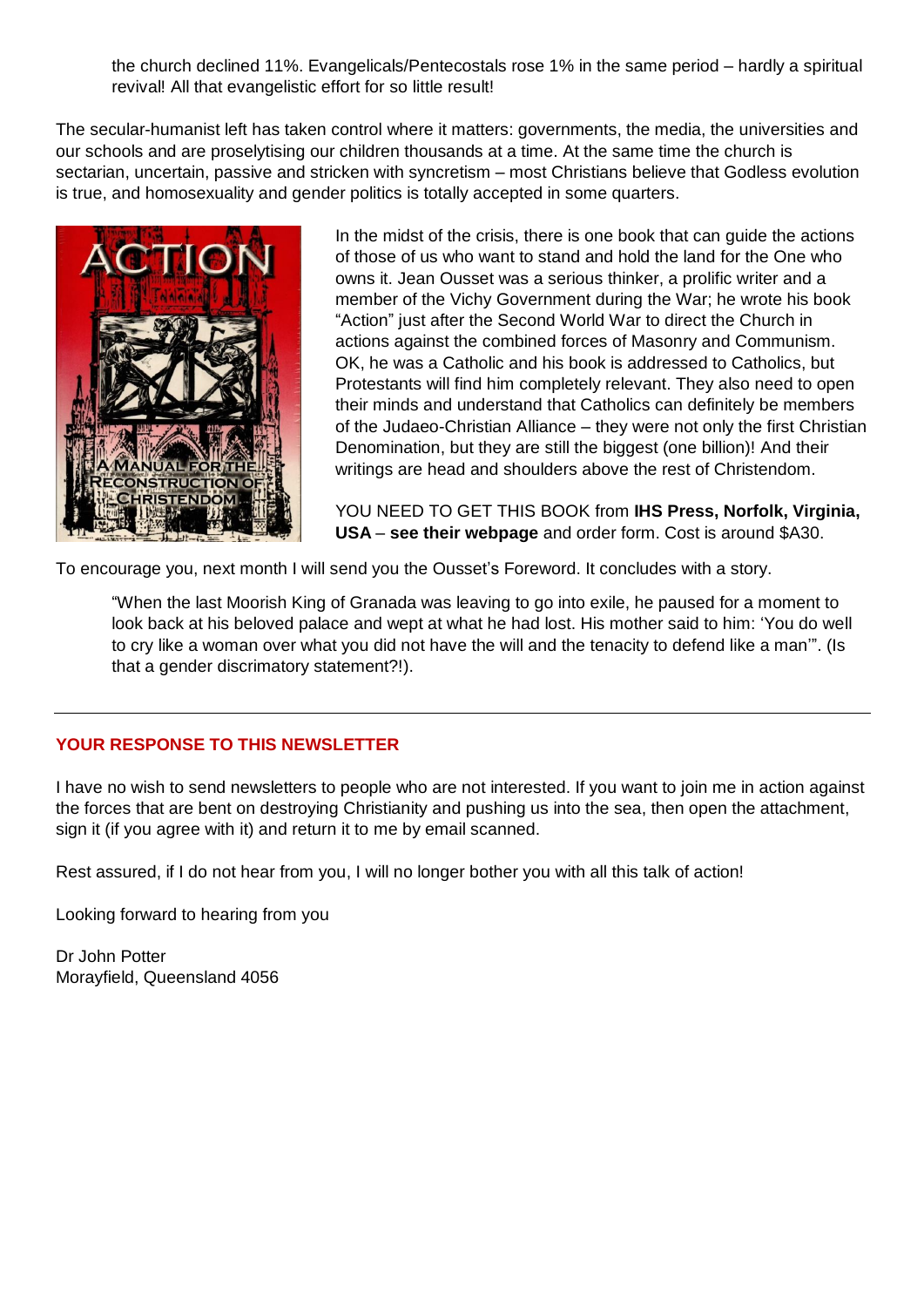the church declined 11%. Evangelicals/Pentecostals rose 1% in the same period – hardly a spiritual revival! All that evangelistic effort for so little result!

The secular-humanist left has taken control where it matters: governments, the media, the universities and our schools and are proselytising our children thousands at a time. At the same time the church is sectarian, uncertain, passive and stricken with syncretism – most Christians believe that Godless evolution is true, and homosexuality and gender politics is totally accepted in some quarters.

In the midst of the crisis, there is one book that can guide the actions of those of us who want to stand and hold the land for the One who owns it. Jean Ousset was a serious thinker, a prolific writer and a member of the Vichy Government during the War; he wrote his book "Action" just after the Second World War to direct the Church in actions against the combined forces of Masonry and Communism. OK, he was a Catholic and his book is addressed to Catholics, but Protestants will find him completely relevant. They also need to open their minds and understand that Catholics can definitely be members of the Judaeo-Christian Alliance – they were not only the first Christian Denomination, but they are still the biggest (one billion)! And their writings are head and shoulders above the rest of Christendom.

YOU NEED TO GET THIS BOOK from **IHS Press, Norfolk, Virginia, USA** – **see their webpage** and order form. Cost is around $A30.

To encourage you, next month I will send you the Ousset's Foreword. It concludes with a story.

> "When the last Moorish King of Granada was leaving to go into exile, he paused for a moment to look back at his beloved palace and wept at what he had lost. His mother said to him: 'You do well to cry like a woman over what you did not have the will and the tenacity to defend like a man'". (Is that a gender discrimatory statement?!).

---

## YOUR RESPONSE TO THIS NEWSLETTER

I have no wish to send newsletters to people who are not interested. If you want to join me in action against the forces that are bent on destroying Christianity and pushing us into the sea, then open the attachment, sign it (if you agree with it) and return it to me by email scanned.

Rest assured, if I do not hear from you, I will no longer bother you with all this talk of action!

Looking forward to hearing from you

Dr John Potter
Morayfield, Queensland 4056